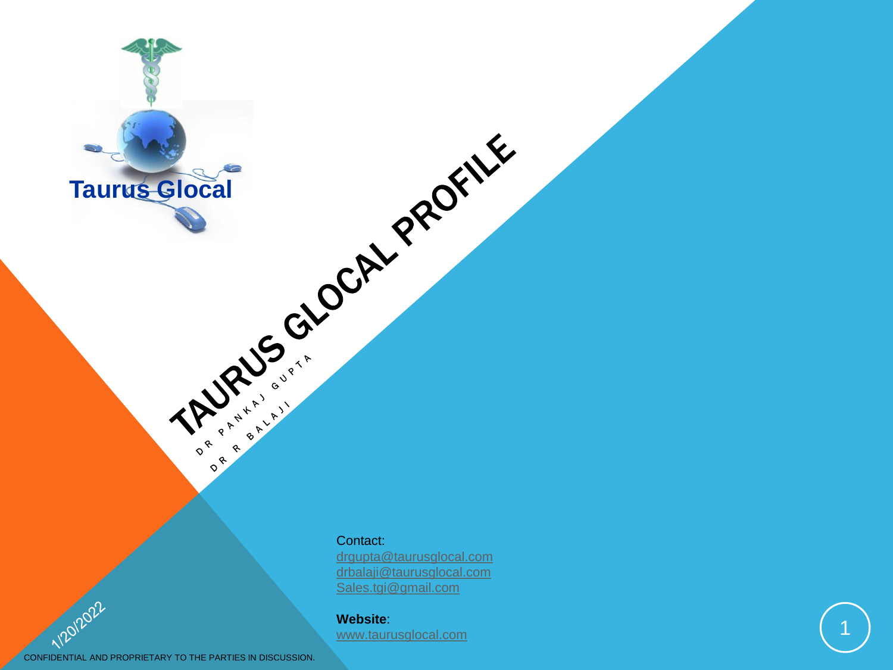Taurus Glocal

# TAURUS GLOCAL PROFILE

DR PANKAJ GUPTA

DR R BALAJI

Contact:
drgupta@taurusglocal.com
drbalaji@taurusglocal.com
Sales.tgi@gmail.com

**Website**:
www.taurusglocal.com

1/20/2022

CONFIDENTIAL AND PROPRIETARY TO THE PARTIES IN DISCUSSION.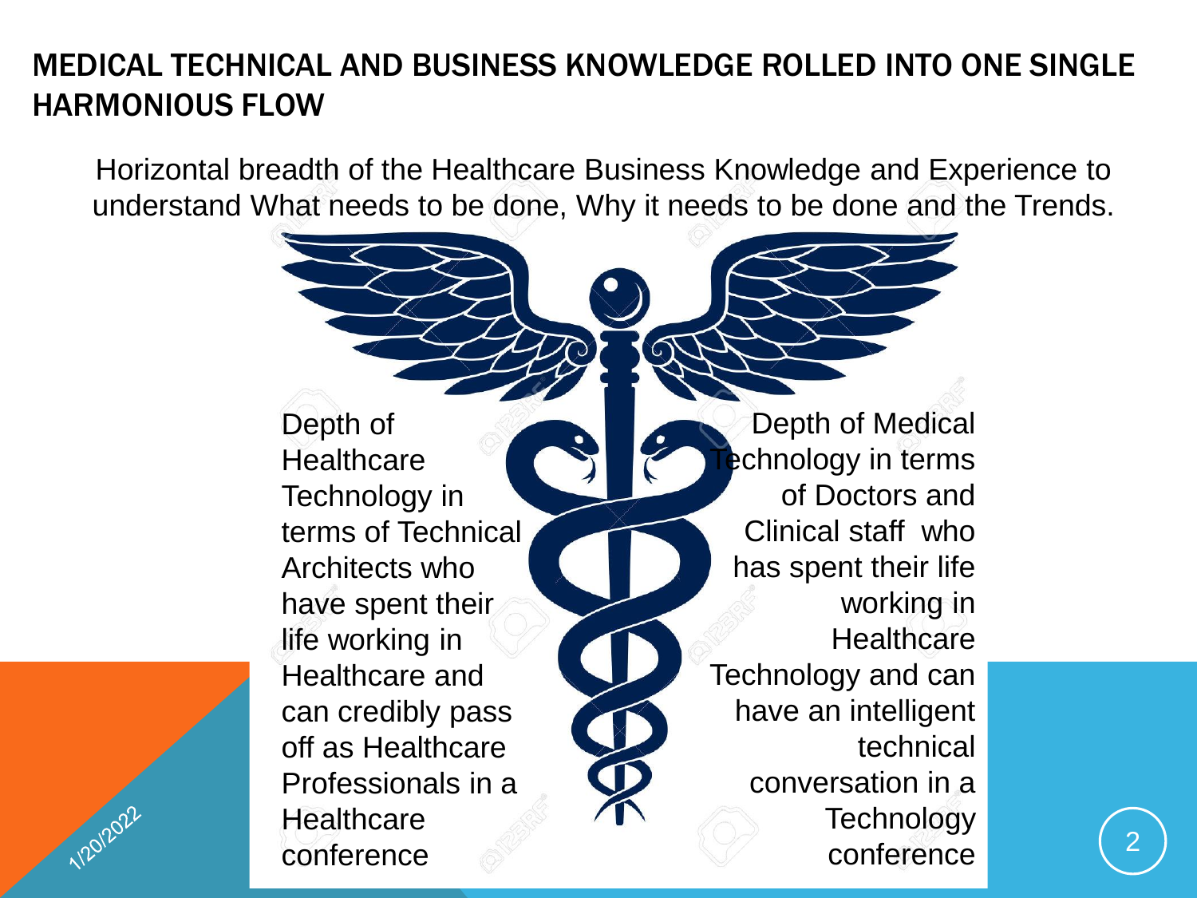# MEDICAL TECHNICAL AND BUSINESS KNOWLEDGE ROLLED INTO ONE SINGLE HARMONIOUS FLOW

Horizontal breadth of the Healthcare Business Knowledge and Experience to understand What needs to be done, Why it needs to be done and the Trends.

Depth of Healthcare Technology in terms of Technical Architects who have spent their life working in Healthcare and can credibly pass off as Healthcare Professionals in a Healthcare conference

Depth of Medical Technology in terms of Doctors and Clinical staff who has spent their life working in Healthcare Technology and can have an intelligent technical conversation in a Technology conference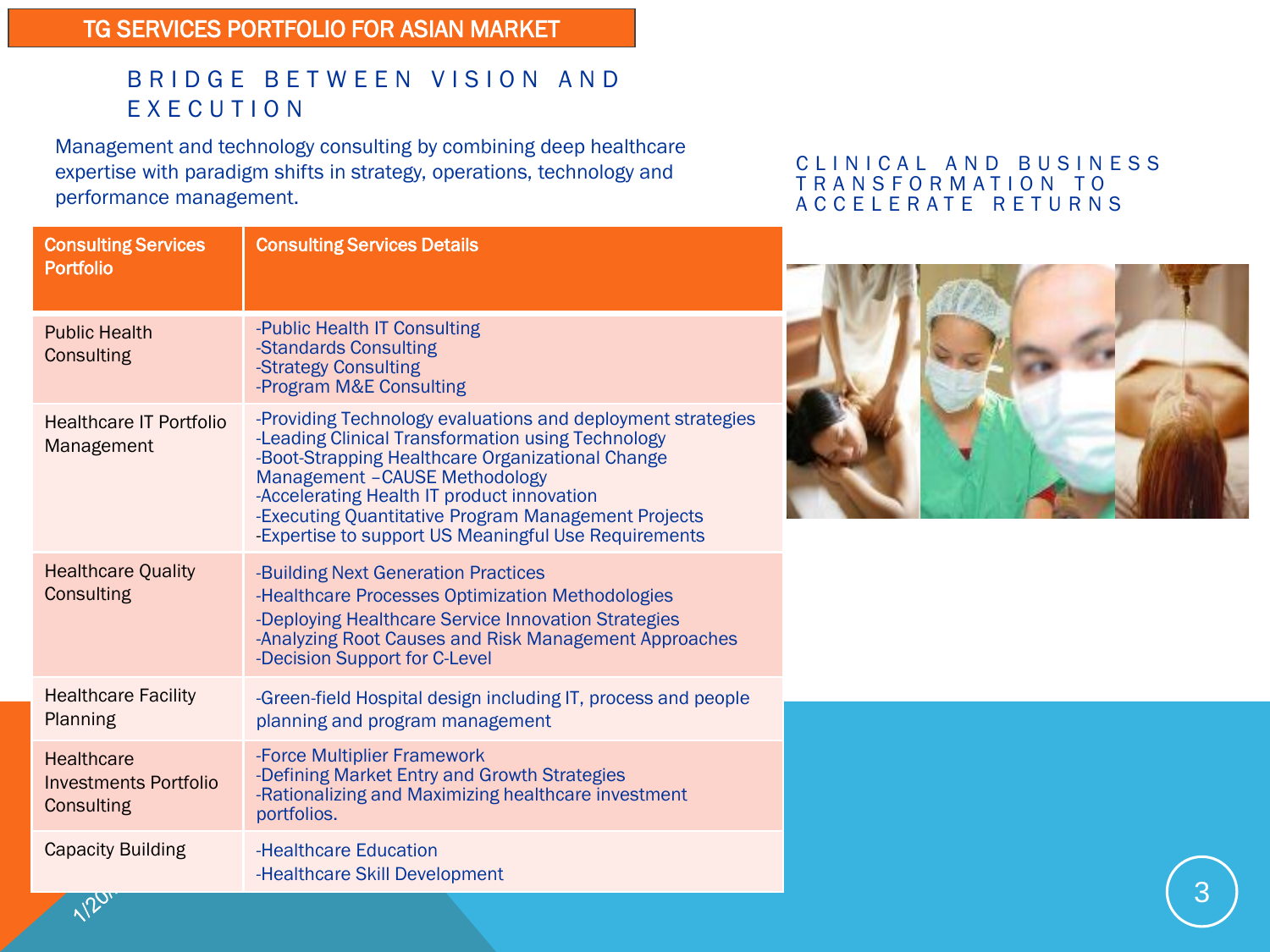# TG SERVICES PORTFOLIO FOR ASIAN MARKET

## BRIDGE BETWEEN VISION AND EXECUTION

Management and technology consulting by combining deep healthcare expertise with paradigm shifts in strategy, operations, technology and performance management.

| Consulting Services Portfolio | Consulting Services Details |
|---|---|
| Public Health Consulting | -Public Health IT Consulting<br>-Standards Consulting<br>-Strategy Consulting<br>-Program M&E Consulting |
| Healthcare IT Portfolio Management | -Providing Technology evaluations and deployment strategies<br>-Leading Clinical Transformation using Technology<br>-Boot-Strapping Healthcare Organizational Change Management –CAUSE Methodology<br>-Accelerating Health IT product innovation<br>-Executing Quantitative Program Management Projects<br>-Expertise to support US Meaningful Use Requirements |
| Healthcare Quality Consulting | -Building Next Generation Practices<br>-Healthcare Processes Optimization Methodologies<br>-Deploying Healthcare Service Innovation Strategies<br>-Analyzing Root Causes and Risk Management Approaches<br>-Decision Support for C-Level |
| Healthcare Facility Planning | -Green-field Hospital design including IT, process and people planning and program management |
| Healthcare Investments Portfolio Consulting | -Force Multiplier Framework<br>-Defining Market Entry and Growth Strategies<br>-Rationalizing and Maximizing healthcare investment portfolios. |
| Capacity Building | -Healthcare Education<br>-Healthcare Skill Development |

## CLINICAL AND BUSINESS TRANSFORMATION TO ACCELERATE RETURNS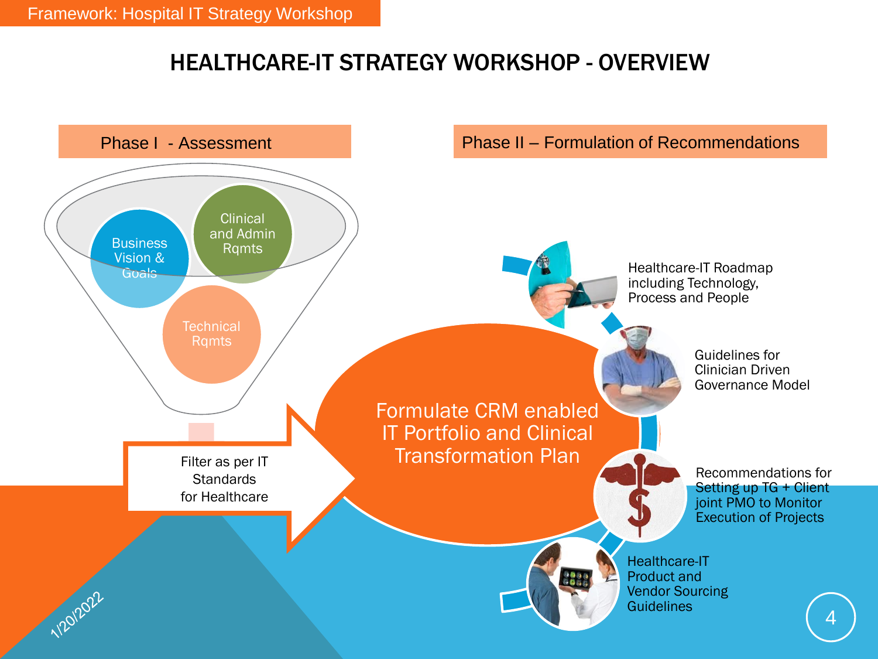# HEALTHCARE-IT STRATEGY WORKSHOP - OVERVIEW

## Phase I - Assessment

- Business Vision & Goals
- Clinical and Admin Rqmts
- Technical Rqmts

Filter as per IT Standards for Healthcare

## Phase II – Formulation of Recommendations

Formulate CRM enabled IT Portfolio and Clinical Transformation Plan

- Healthcare-IT Roadmap including Technology, Process and People
- Guidelines for Clinician Driven Governance Model
- Recommendations for Setting up TG + Client joint PMO to Monitor Execution of Projects
- Healthcare-IT Product and Vendor Sourcing Guidelines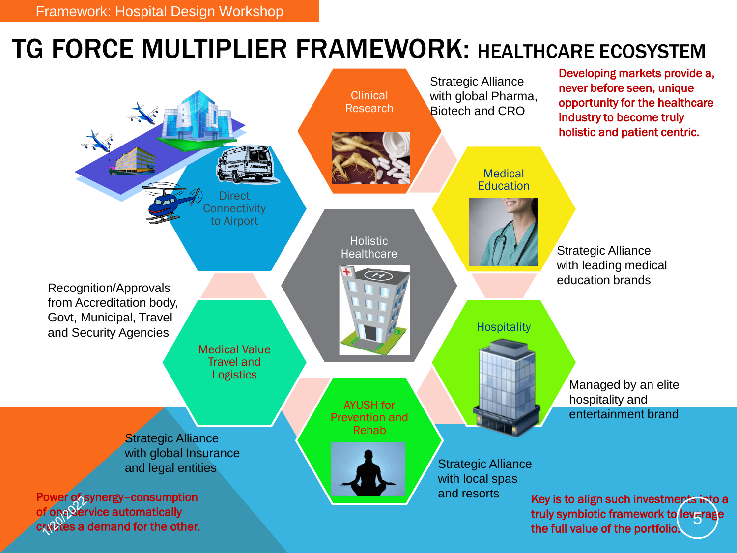Framework: Hospital Design Workshop

# TG FORCE MULTIPLIER FRAMEWORK: HEALTHCARE ECOSYSTEM

**Developing markets provide a, never before seen, unique opportunity for the healthcare industry to become truly holistic and patient centric.**

- **Holistic Healthcare**
- **Clinical Research** — Strategic Alliance with global Pharma, Biotech and CRO
- **Medical Education** — Strategic Alliance with leading medical education brands
- **Hospitality** — Managed by an elite hospitality and entertainment brand
- **AYUSH for Prevention and Rehab** — Strategic Alliance with local spas and resorts
- **Medical Value Travel and Logistics** — Strategic Alliance with global Insurance and legal entities
- **Direct Connectivity to Airport** — Recognition/Approvals from Accreditation body, Govt, Municipal, Travel and Security Agencies

**Power of synergy–consumption of one service automatically creates a demand for the other.**

**Key is to align such investments into a truly symbiotic framework to leverage the full value of the portfolio.**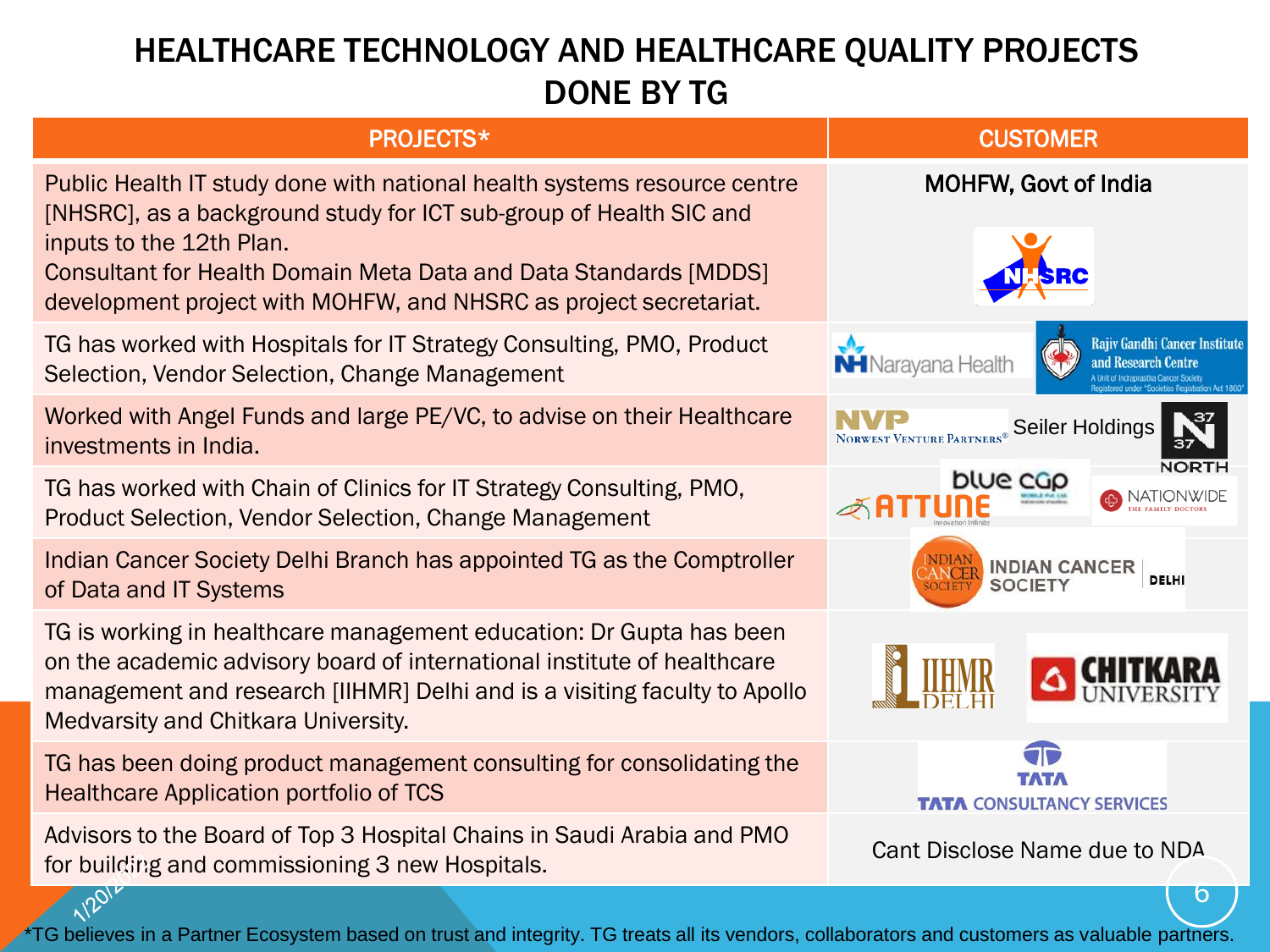# HEALTHCARE TECHNOLOGY AND HEALTHCARE QUALITY PROJECTS DONE BY TG

| PROJECTS* | CUSTOMER |
|---|---|
| Public Health IT study done with national health systems resource centre [NHSRC], as a background study for ICT sub-group of Health SIC and inputs to the 12th Plan.<br>Consultant for Health Domain Meta Data and Data Standards [MDDS] development project with MOHFW, and NHSRC as project secretariat. | MOHFW, Govt of India<br>NHSRC |
| TG has worked with Hospitals for IT Strategy Consulting, PMO, Product Selection, Vendor Selection, Change Management | Narayana Health, Rajiv Gandhi Cancer Institute and Research Centre |
| Worked with Angel Funds and large PE/VC, to advise on their Healthcare investments in India. | NVP Norwest Venture Partners, Seiler Holdings, 37 North |
| TG has worked with Chain of Clinics for IT Strategy Consulting, PMO, Product Selection, Vendor Selection, Change Management | blue cap, Attune, Nationwide The Family Doctors |
| Indian Cancer Society Delhi Branch has appointed TG as the Comptroller of Data and IT Systems | Indian Cancer Society Delhi |
| TG is working in healthcare management education: Dr Gupta has been on the academic advisory board of international institute of healthcare management and research [IIHMR] Delhi and is a visiting faculty to Apollo Medvarsity and Chitkara University. | IIHMR Delhi, Chitkara University |
| TG has been doing product management consulting for consolidating the Healthcare Application portfolio of TCS | Tata Consultancy Services |
| Advisors to the Board of Top 3 Hospital Chains in Saudi Arabia and PMO for building and commissioning 3 new Hospitals. | Cant Disclose Name due to NDA |

*TG believes in a Partner Ecosystem based on trust and integrity. TG treats all its vendors, collaborators and customers as valuable partners.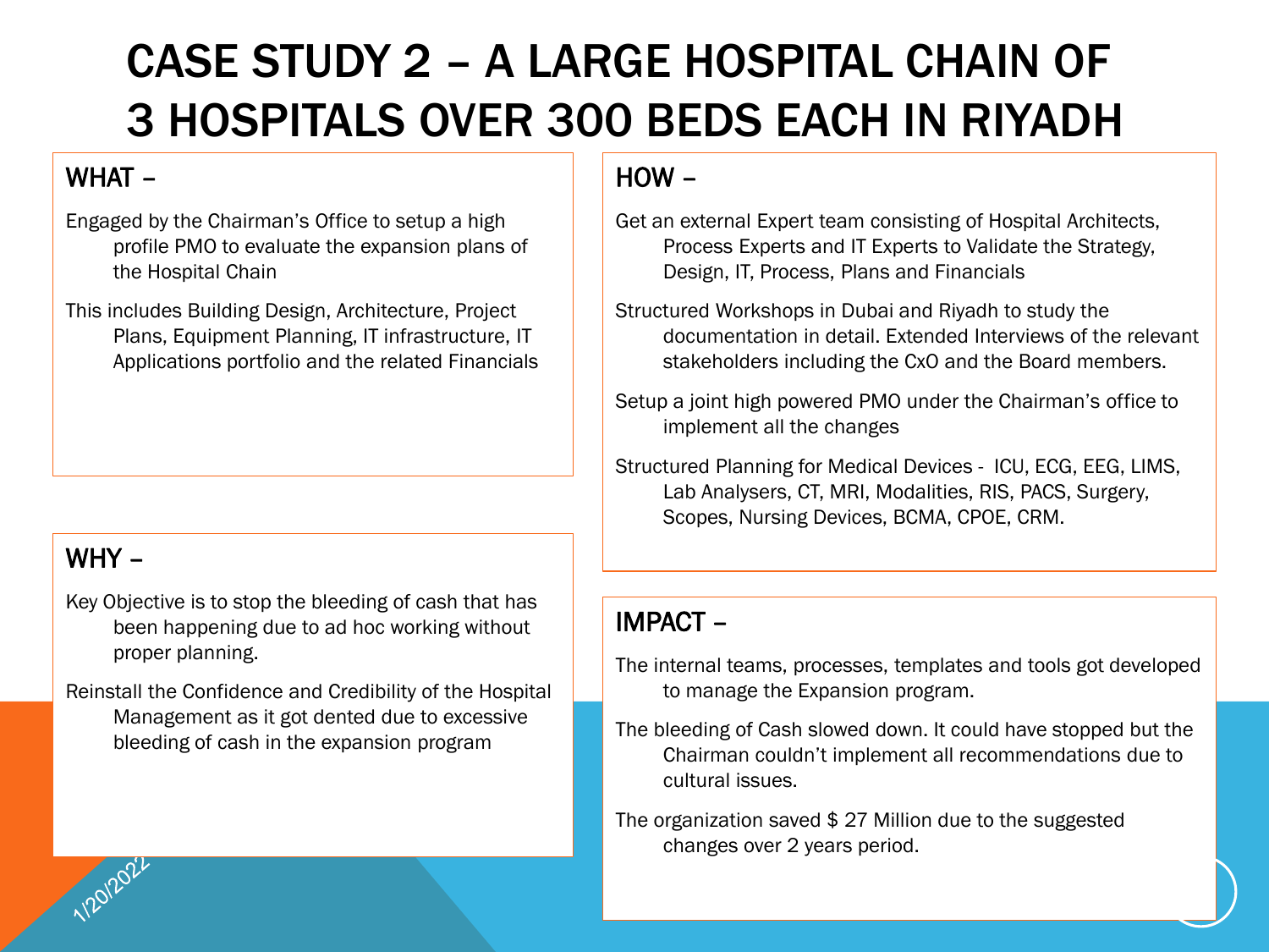# CASE STUDY 2 – A LARGE HOSPITAL CHAIN OF 3 HOSPITALS OVER 300 BEDS EACH IN RIYADH

## WHAT –

Engaged by the Chairman's Office to setup a high profile PMO to evaluate the expansion plans of the Hospital Chain

This includes Building Design, Architecture, Project Plans, Equipment Planning, IT infrastructure, IT Applications portfolio and the related Financials

## WHY –

Key Objective is to stop the bleeding of cash that has been happening due to ad hoc working without proper planning.

Reinstall the Confidence and Credibility of the Hospital Management as it got dented due to excessive bleeding of cash in the expansion program

## HOW –

Get an external Expert team consisting of Hospital Architects, Process Experts and IT Experts to Validate the Strategy, Design, IT, Process, Plans and Financials

Structured Workshops in Dubai and Riyadh to study the documentation in detail. Extended Interviews of the relevant stakeholders including the CxO and the Board members.

Setup a joint high powered PMO under the Chairman's office to implement all the changes

Structured Planning for Medical Devices - ICU, ECG, EEG, LIMS, Lab Analysers, CT, MRI, Modalities, RIS, PACS, Surgery, Scopes, Nursing Devices, BCMA, CPOE, CRM.

## IMPACT –

The internal teams, processes, templates and tools got developed to manage the Expansion program.

The bleeding of Cash slowed down. It could have stopped but the Chairman couldn't implement all recommendations due to cultural issues.

The organization saved $ 27 Million due to the suggested changes over 2 years period.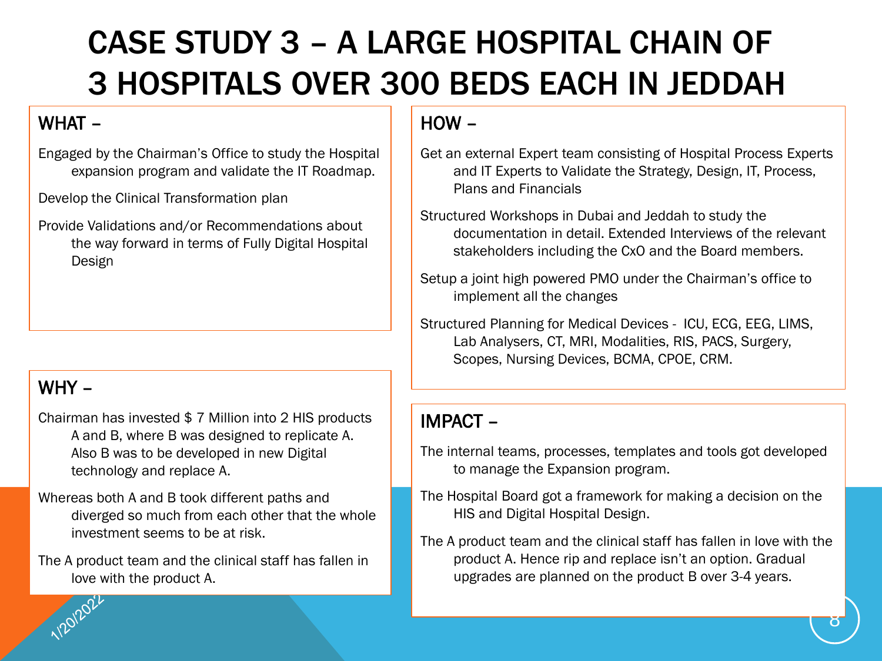# CASE STUDY 3 – A LARGE HOSPITAL CHAIN OF 3 HOSPITALS OVER 300 BEDS EACH IN JEDDAH

## WHAT –

Engaged by the Chairman's Office to study the Hospital expansion program and validate the IT Roadmap.

Develop the Clinical Transformation plan

Provide Validations and/or Recommendations about the way forward in terms of Fully Digital Hospital Design

## WHY –

Chairman has invested $ 7 Million into 2 HIS products A and B, where B was designed to replicate A. Also B was to be developed in new Digital technology and replace A.

Whereas both A and B took different paths and diverged so much from each other that the whole investment seems to be at risk.

The A product team and the clinical staff has fallen in love with the product A.

## HOW –

Get an external Expert team consisting of Hospital Process Experts and IT Experts to Validate the Strategy, Design, IT, Process, Plans and Financials

Structured Workshops in Dubai and Jeddah to study the documentation in detail. Extended Interviews of the relevant stakeholders including the CxO and the Board members.

Setup a joint high powered PMO under the Chairman's office to implement all the changes

Structured Planning for Medical Devices - ICU, ECG, EEG, LIMS, Lab Analysers, CT, MRI, Modalities, RIS, PACS, Surgery, Scopes, Nursing Devices, BCMA, CPOE, CRM.

## IMPACT –

The internal teams, processes, templates and tools got developed to manage the Expansion program.

The Hospital Board got a framework for making a decision on the HIS and Digital Hospital Design.

The A product team and the clinical staff has fallen in love with the product A. Hence rip and replace isn't an option. Gradual upgrades are planned on the product B over 3-4 years.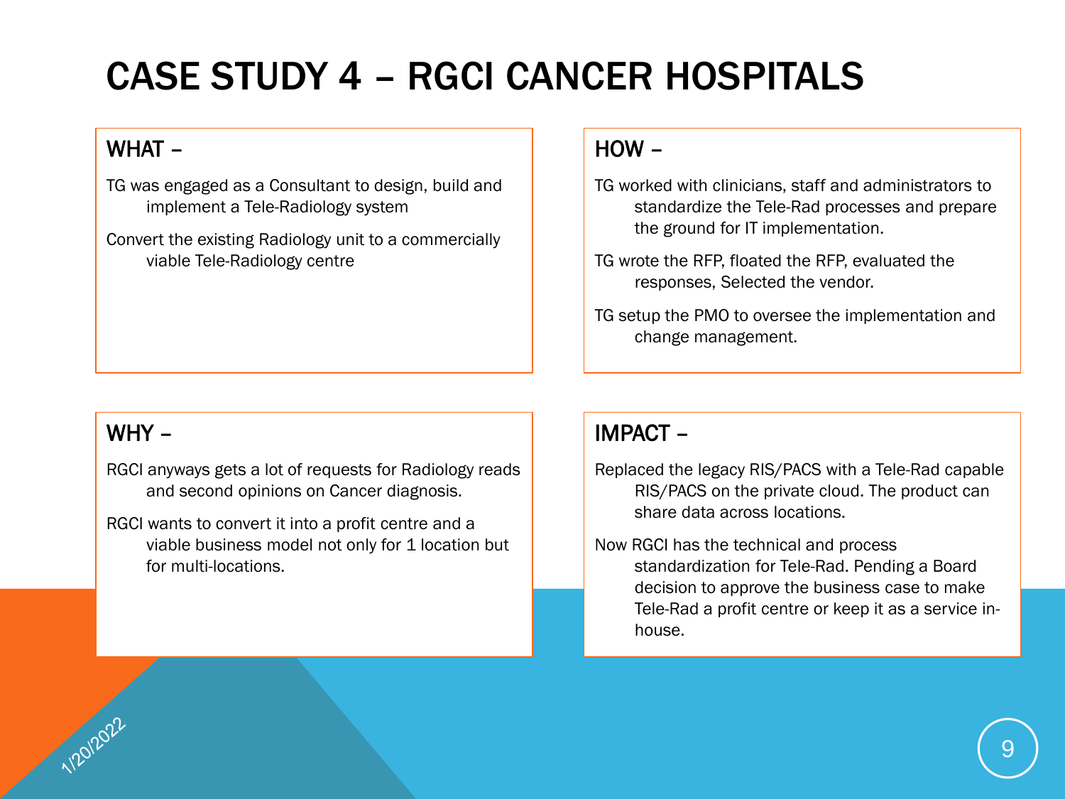# CASE STUDY 4 – RGCI CANCER HOSPITALS

## WHAT –

TG was engaged as a Consultant to design, build and implement a Tele-Radiology system

Convert the existing Radiology unit to a commercially viable Tele-Radiology centre

## HOW –

TG worked with clinicians, staff and administrators to standardize the Tele-Rad processes and prepare the ground for IT implementation.

TG wrote the RFP, floated the RFP, evaluated the responses, Selected the vendor.

TG setup the PMO to oversee the implementation and change management.

## WHY –

RGCI anyways gets a lot of requests for Radiology reads and second opinions on Cancer diagnosis.

RGCI wants to convert it into a profit centre and a viable business model not only for 1 location but for multi-locations.

## IMPACT –

Replaced the legacy RIS/PACS with a Tele-Rad capable RIS/PACS on the private cloud. The product can share data across locations.

Now RGCI has the technical and process standardization for Tele-Rad. Pending a Board decision to approve the business case to make Tele-Rad a profit centre or keep it as a service in-house.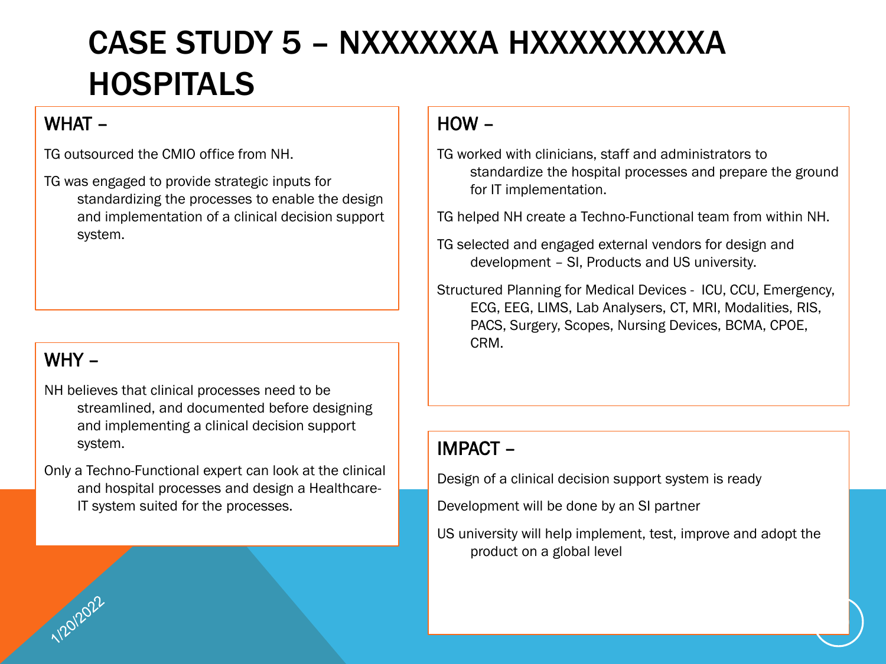# CASE STUDY 5 – NXXXXXXA HXXXXXXXXXA HOSPITALS

## WHAT –

TG outsourced the CMIO office from NH.

TG was engaged to provide strategic inputs for standardizing the processes to enable the design and implementation of a clinical decision support system.

## WHY –

NH believes that clinical processes need to be streamlined, and documented before designing and implementing a clinical decision support system.

Only a Techno-Functional expert can look at the clinical and hospital processes and design a Healthcare-IT system suited for the processes.

## HOW –

TG worked with clinicians, staff and administrators to standardize the hospital processes and prepare the ground for IT implementation.

TG helped NH create a Techno-Functional team from within NH.

TG selected and engaged external vendors for design and development – SI, Products and US university.

Structured Planning for Medical Devices - ICU, CCU, Emergency, ECG, EEG, LIMS, Lab Analysers, CT, MRI, Modalities, RIS, PACS, Surgery, Scopes, Nursing Devices, BCMA, CPOE, CRM.

## IMPACT –

Design of a clinical decision support system is ready

Development will be done by an SI partner

US university will help implement, test, improve and adopt the product on a global level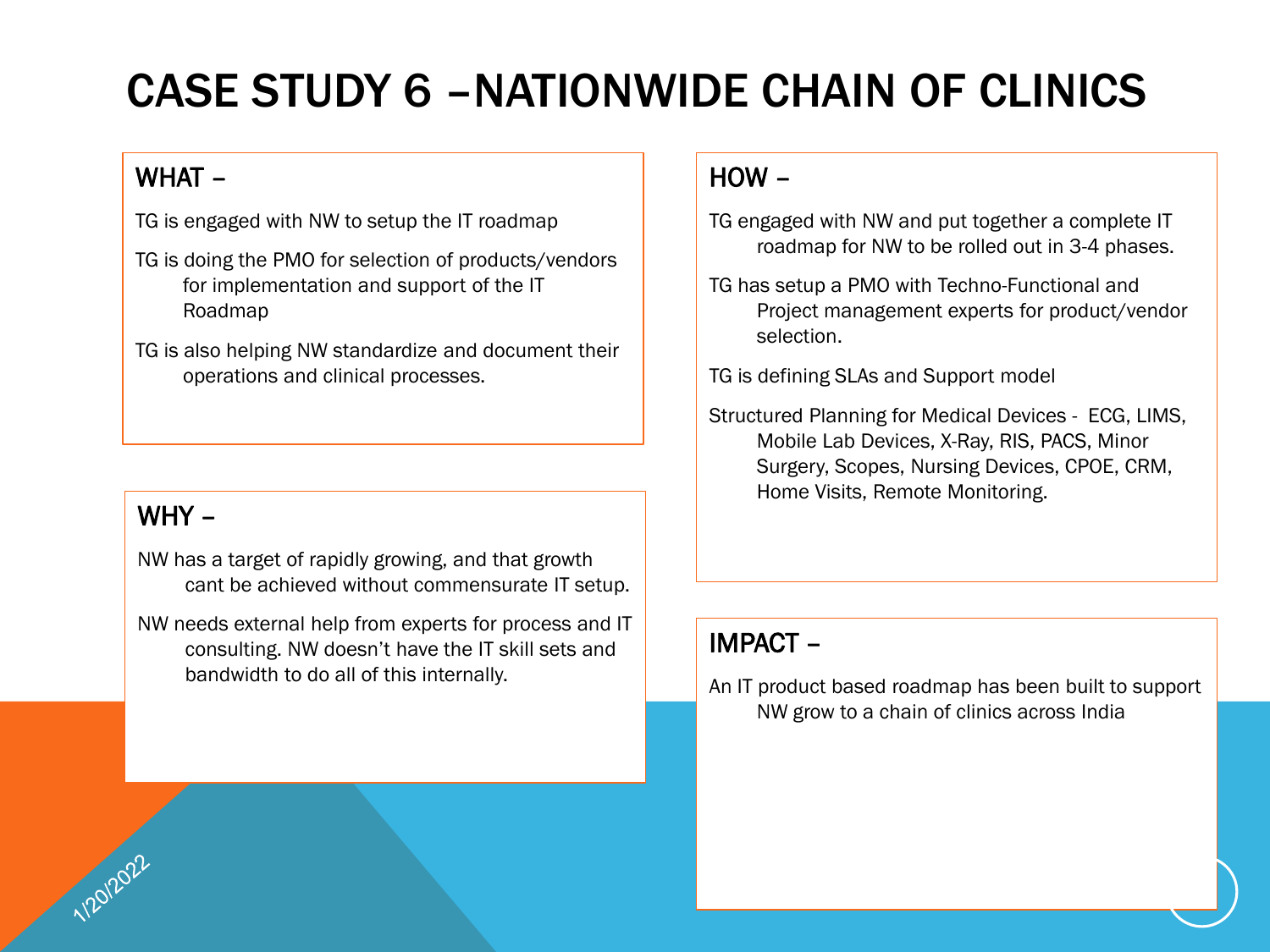# CASE STUDY 6 –NATIONWIDE CHAIN OF CLINICS

## WHAT –

TG is engaged with NW to setup the IT roadmap

TG is doing the PMO for selection of products/vendors for implementation and support of the IT Roadmap

TG is also helping NW standardize and document their operations and clinical processes.

## WHY –

NW has a target of rapidly growing, and that growth cant be achieved without commensurate IT setup.

NW needs external help from experts for process and IT consulting. NW doesn't have the IT skill sets and bandwidth to do all of this internally.

## HOW –

TG engaged with NW and put together a complete IT roadmap for NW to be rolled out in 3-4 phases.

TG has setup a PMO with Techno-Functional and Project management experts for product/vendor selection.

TG is defining SLAs and Support model

Structured Planning for Medical Devices - ECG, LIMS, Mobile Lab Devices, X-Ray, RIS, PACS, Minor Surgery, Scopes, Nursing Devices, CPOE, CRM, Home Visits, Remote Monitoring.

## IMPACT –

An IT product based roadmap has been built to support NW grow to a chain of clinics across India

1/20/2022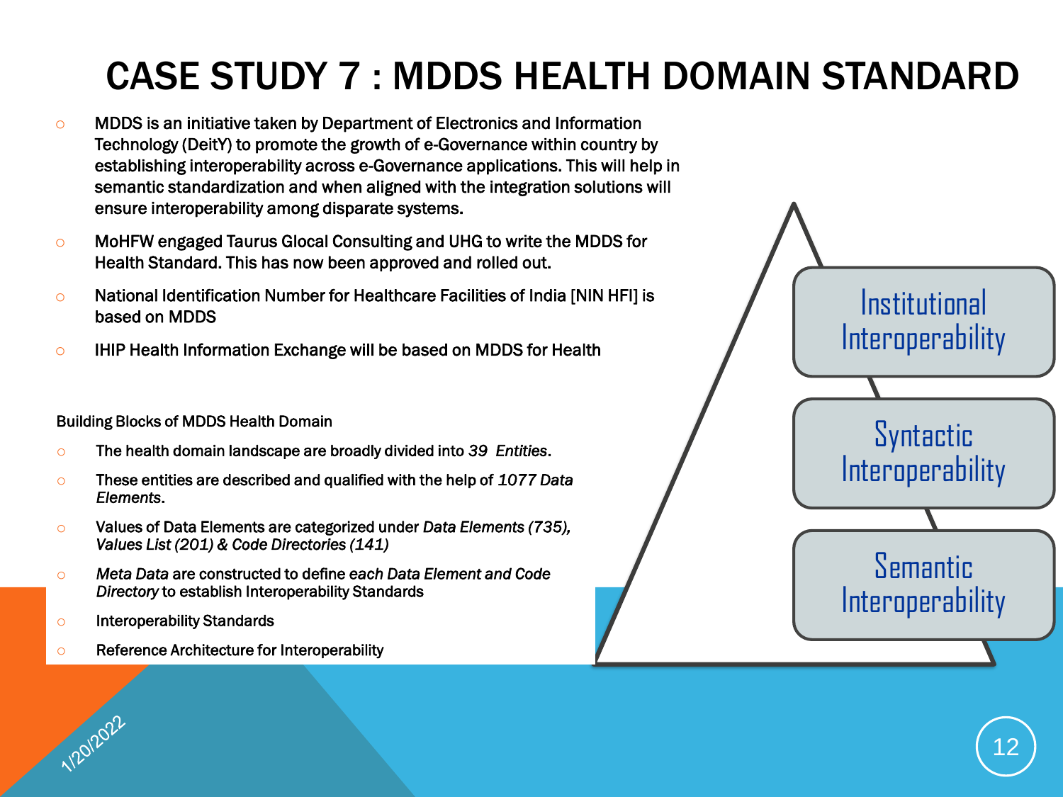# CASE STUDY 7 : MDDS HEALTH DOMAIN STANDARD

- MDDS is an initiative taken by Department of Electronics and Information Technology (DeitY) to promote the growth of e-Governance within country by establishing interoperability across e-Governance applications. This will help in semantic standardization and when aligned with the integration solutions will ensure interoperability among disparate systems.
- MoHFW engaged Taurus Glocal Consulting and UHG to write the MDDS for Health Standard. This has now been approved and rolled out.
- National Identification Number for Healthcare Facilities of India [NIN HFI] is based on MDDS
- IHIP Health Information Exchange will be based on MDDS for Health

Building Blocks of MDDS Health Domain

- The health domain landscape are broadly divided into *39 Entities*.
- These entities are described and qualified with the help of *1077 Data Elements*.
- Values of Data Elements are categorized under *Data Elements (735), Values List (201) & Code Directories (141)*
- *Meta Data* are constructed to define *each Data Element and Code Directory* to establish Interoperability Standards
- Interoperability Standards
- Reference Architecture for Interoperability

Institutional Interoperability

Syntactic Interoperability

Semantic Interoperability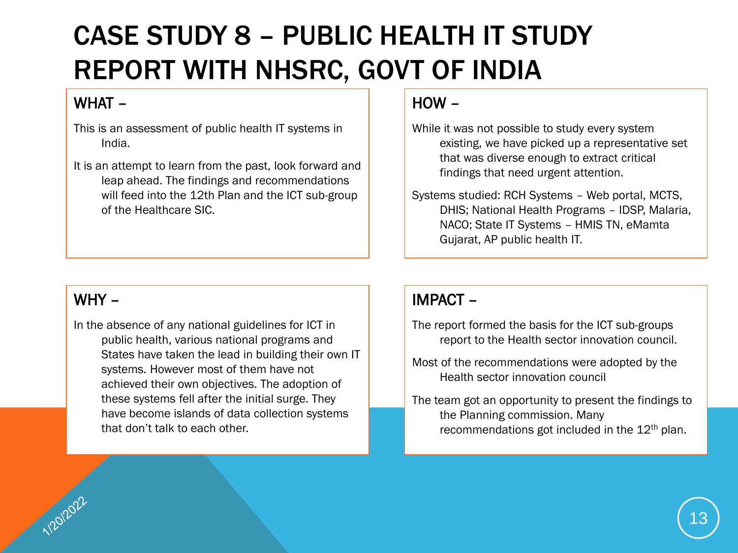# CASE STUDY 8 – PUBLIC HEALTH IT STUDY REPORT WITH NHSRC, GOVT OF INDIA

## WHAT –

This is an assessment of public health IT systems in India.

It is an attempt to learn from the past, look forward and leap ahead. The findings and recommendations will feed into the 12th Plan and the ICT sub-group of the Healthcare SIC.

## HOW –

While it was not possible to study every system existing, we have picked up a representative set that was diverse enough to extract critical findings that need urgent attention.

Systems studied: RCH Systems – Web portal, MCTS, DHIS; National Health Programs – IDSP, Malaria, NACO; State IT Systems – HMIS TN, eMamta Gujarat, AP public health IT.

## WHY –

In the absence of any national guidelines for ICT in public health, various national programs and States have taken the lead in building their own IT systems. However most of them have not achieved their own objectives. The adoption of these systems fell after the initial surge. They have become islands of data collection systems that don't talk to each other.

## IMPACT –

The report formed the basis for the ICT sub-groups report to the Health sector innovation council.

Most of the recommendations were adopted by the Health sector innovation council

The team got an opportunity to present the findings to the Planning commission. Many recommendations got included in the 12th plan.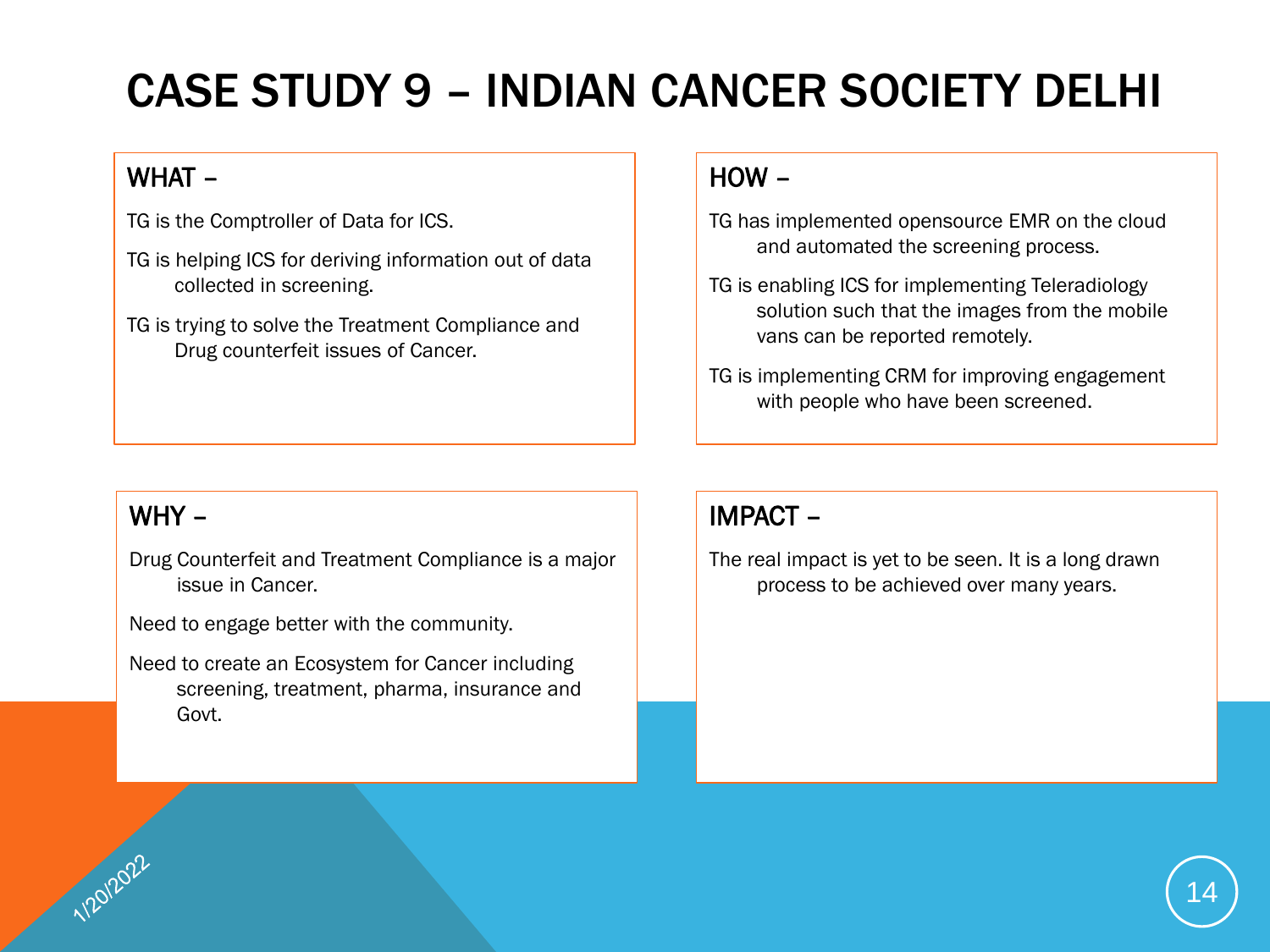# CASE STUDY 9 – INDIAN CANCER SOCIETY DELHI

## WHAT –

TG is the Comptroller of Data for ICS.

TG is helping ICS for deriving information out of data collected in screening.

TG is trying to solve the Treatment Compliance and Drug counterfeit issues of Cancer.

## HOW –

TG has implemented opensource EMR on the cloud and automated the screening process.

TG is enabling ICS for implementing Teleradiology solution such that the images from the mobile vans can be reported remotely.

TG is implementing CRM for improving engagement with people who have been screened.

## WHY –

Drug Counterfeit and Treatment Compliance is a major issue in Cancer.

Need to engage better with the community.

Need to create an Ecosystem for Cancer including screening, treatment, pharma, insurance and Govt.

## IMPACT –

The real impact is yet to be seen. It is a long drawn process to be achieved over many years.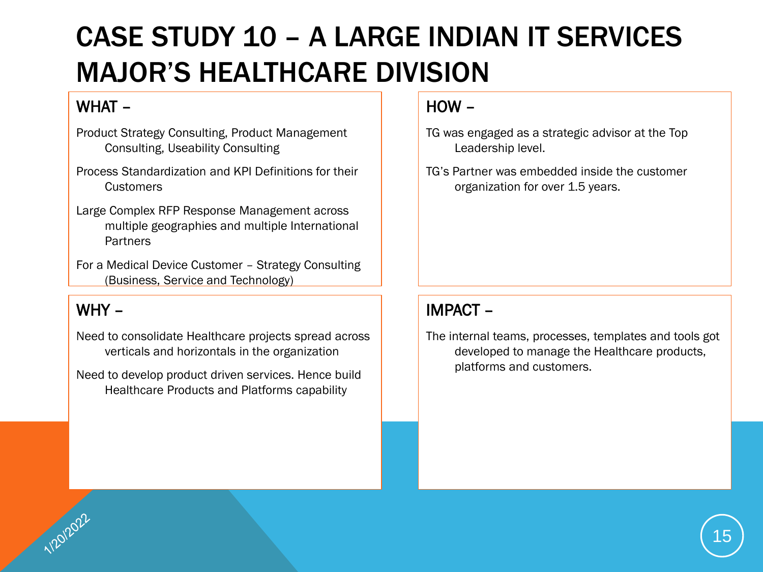# CASE STUDY 10 – A LARGE INDIAN IT SERVICES MAJOR'S HEALTHCARE DIVISION

## WHAT –

Product Strategy Consulting, Product Management Consulting, Useability Consulting

Process Standardization and KPI Definitions for their Customers

Large Complex RFP Response Management across multiple geographies and multiple International Partners

For a Medical Device Customer – Strategy Consulting (Business, Service and Technology)

## HOW –

TG was engaged as a strategic advisor at the Top Leadership level.

TG's Partner was embedded inside the customer organization for over 1.5 years.

## WHY –

Need to consolidate Healthcare projects spread across verticals and horizontals in the organization

Need to develop product driven services. Hence build Healthcare Products and Platforms capability

## IMPACT –

The internal teams, processes, templates and tools got developed to manage the Healthcare products, platforms and customers.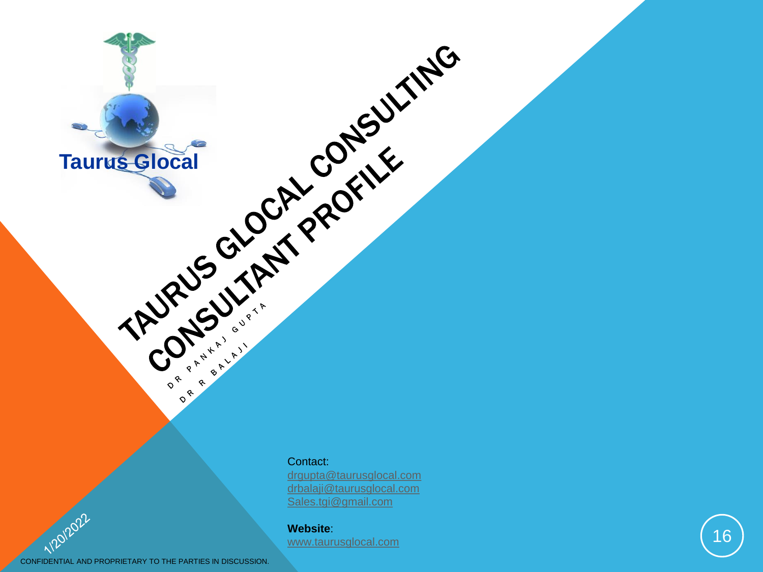Taurus Glocal

# TAURUS GLOCAL CONSULTING CONSULTANT PROFILE

DR PANKAJ GUPTA

DR R BALAJI

Contact:
drgupta@taurusglocal.com
drbalaji@taurusglocal.com
Sales.tgi@gmail.com

**Website**:
www.taurusglocal.com

1/20/2022

CONFIDENTIAL AND PROPRIETARY TO THE PARTIES IN DISCUSSION.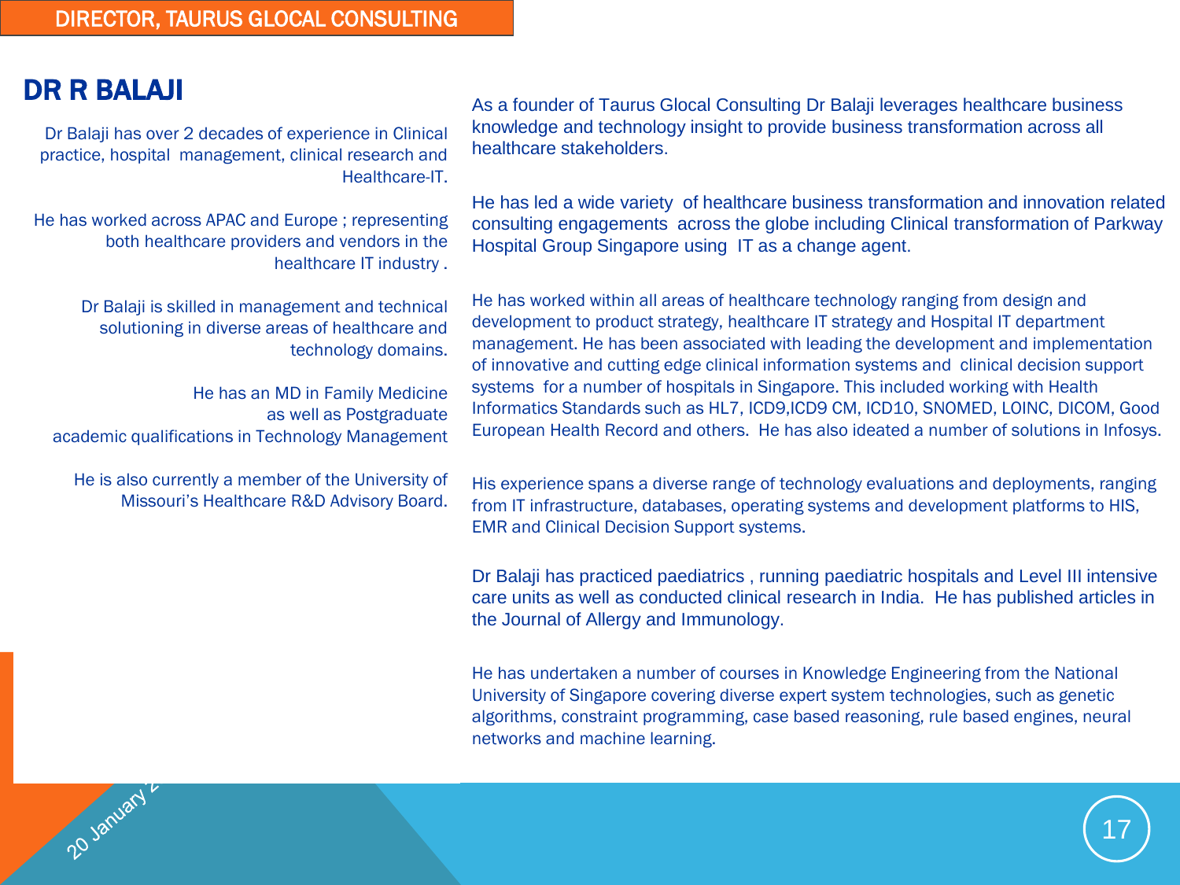DIRECTOR, TAURUS GLOCAL CONSULTING

# DR R BALAJI

Dr Balaji has over 2 decades of experience in Clinical practice, hospital management, clinical research and Healthcare-IT.

He has worked across APAC and Europe ; representing both healthcare providers and vendors in the healthcare IT industry .

Dr Balaji is skilled in management and technical solutioning in diverse areas of healthcare and technology domains.

He has an MD in Family Medicine as well as Postgraduate academic qualifications in Technology Management

He is also currently a member of the University of Missouri's Healthcare R&D Advisory Board.

As a founder of Taurus Glocal Consulting Dr Balaji leverages healthcare business knowledge and technology insight to provide business transformation across all healthcare stakeholders.

He has led a wide variety of healthcare business transformation and innovation related consulting engagements across the globe including Clinical transformation of Parkway Hospital Group Singapore using IT as a change agent.

He has worked within all areas of healthcare technology ranging from design and development to product strategy, healthcare IT strategy and Hospital IT department management. He has been associated with leading the development and implementation of innovative and cutting edge clinical information systems and clinical decision support systems for a number of hospitals in Singapore. This included working with Health Informatics Standards such as HL7, ICD9,ICD9 CM, ICD10, SNOMED, LOINC, DICOM, Good European Health Record and others. He has also ideated a number of solutions in Infosys.

His experience spans a diverse range of technology evaluations and deployments, ranging from IT infrastructure, databases, operating systems and development platforms to HIS, EMR and Clinical Decision Support systems.

Dr Balaji has practiced paediatrics , running paediatric hospitals and Level III intensive care units as well as conducted clinical research in India. He has published articles in the Journal of Allergy and Immunology.

He has undertaken a number of courses in Knowledge Engineering from the National University of Singapore covering diverse expert system technologies, such as genetic algorithms, constraint programming, case based reasoning, rule based engines, neural networks and machine learning.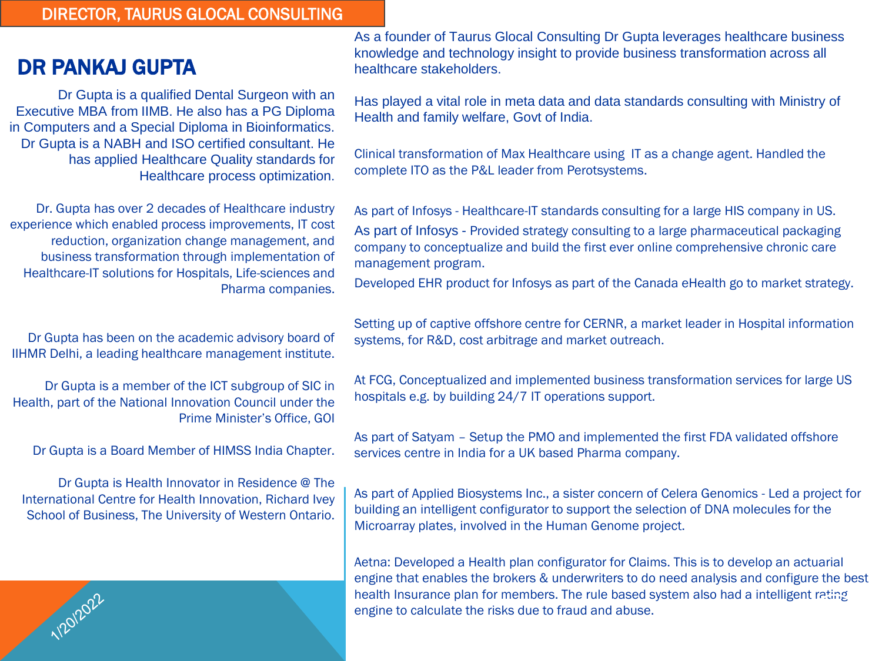## DIRECTOR, TAURUS GLOCAL CONSULTING

# DR PANKAJ GUPTA

Dr Gupta is a qualified Dental Surgeon with an Executive MBA from IIMB. He also has a PG Diploma in Computers and a Special Diploma in Bioinformatics. Dr Gupta is a NABH and ISO certified consultant. He has applied Healthcare Quality standards for Healthcare process optimization.

Dr. Gupta has over 2 decades of Healthcare industry experience which enabled process improvements, IT cost reduction, organization change management, and business transformation through implementation of Healthcare-IT solutions for Hospitals, Life-sciences and Pharma companies.

Dr Gupta has been on the academic advisory board of IIHMR Delhi, a leading healthcare management institute.

Dr Gupta is a member of the ICT subgroup of SIC in Health, part of the National Innovation Council under the Prime Minister's Office, GOI

Dr Gupta is a Board Member of HIMSS India Chapter.

Dr Gupta is Health Innovator in Residence @ The International Centre for Health Innovation, Richard Ivey School of Business, The University of Western Ontario.

1/20/2022

As a founder of Taurus Glocal Consulting Dr Gupta leverages healthcare business knowledge and technology insight to provide business transformation across all healthcare stakeholders.

Has played a vital role in meta data and data standards consulting with Ministry of Health and family welfare, Govt of India.

Clinical transformation of Max Healthcare using IT as a change agent. Handled the complete ITO as the P&L leader from Perotsystems.

As part of Infosys - Healthcare-IT standards consulting for a large HIS company in US.

As part of Infosys - Provided strategy consulting to a large pharmaceutical packaging company to conceptualize and build the first ever online comprehensive chronic care management program.

Developed EHR product for Infosys as part of the Canada eHealth go to market strategy.

Setting up of captive offshore centre for CERNR, a market leader in Hospital information systems, for R&D, cost arbitrage and market outreach.

At FCG, Conceptualized and implemented business transformation services for large US hospitals e.g. by building 24/7 IT operations support.

As part of Satyam – Setup the PMO and implemented the first FDA validated offshore services centre in India for a UK based Pharma company.

As part of Applied Biosystems Inc., a sister concern of Celera Genomics - Led a project for building an intelligent configurator to support the selection of DNA molecules for the Microarray plates, involved in the Human Genome project.

Aetna: Developed a Health plan configurator for Claims. This is to develop an actuarial engine that enables the brokers & underwriters to do need analysis and configure the best health Insurance plan for members. The rule based system also had a intelligent rating engine to calculate the risks due to fraud and abuse.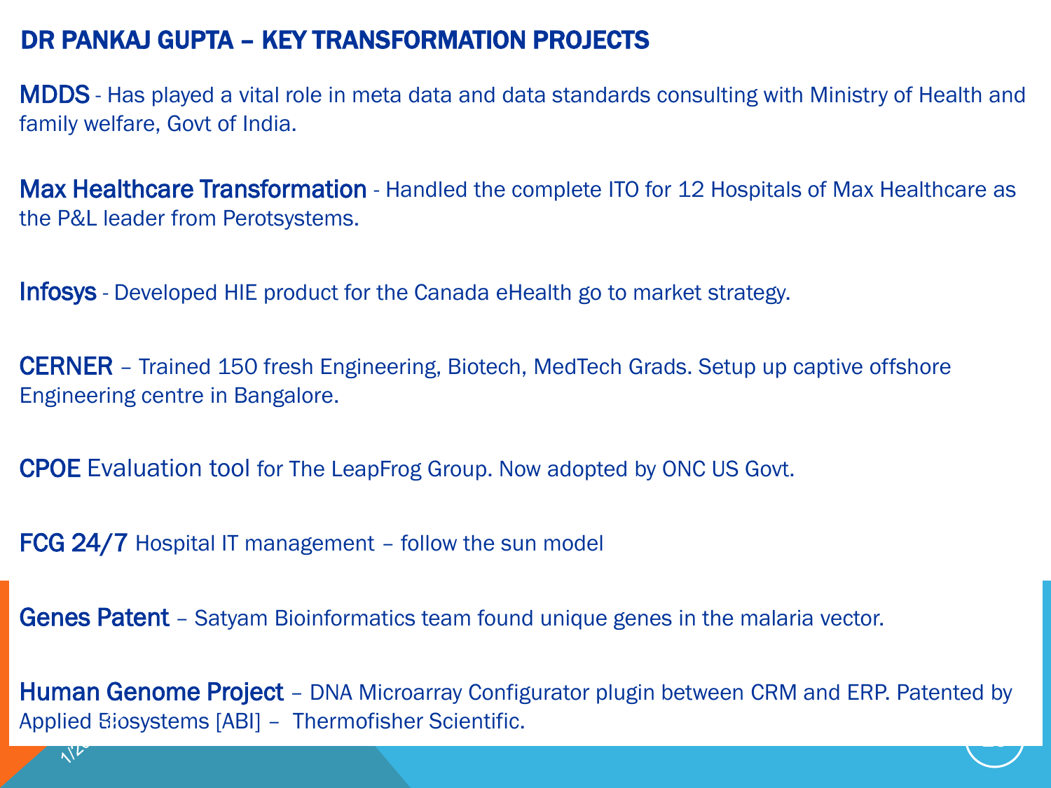## DR PANKAJ GUPTA – KEY TRANSFORMATION PROJECTS

**MDDS** - Has played a vital role in meta data and data standards consulting with Ministry of Health and family welfare, Govt of India.

**Max Healthcare Transformation** - Handled the complete ITO for 12 Hospitals of Max Healthcare as the P&L leader from Perotsystems.

**Infosys** - Developed HIE product for the Canada eHealth go to market strategy.

**CERNER** – Trained 150 fresh Engineering, Biotech, MedTech Grads. Setup up captive offshore Engineering centre in Bangalore.

**CPOE** Evaluation tool for The LeapFrog Group. Now adopted by ONC US Govt.

**FCG 24/7** Hospital IT management – follow the sun model

**Genes Patent** – Satyam Bioinformatics team found unique genes in the malaria vector.

**Human Genome Project** – DNA Microarray Configurator plugin between CRM and ERP. Patented by Applied Biosystems [ABI] – Thermofisher Scientific.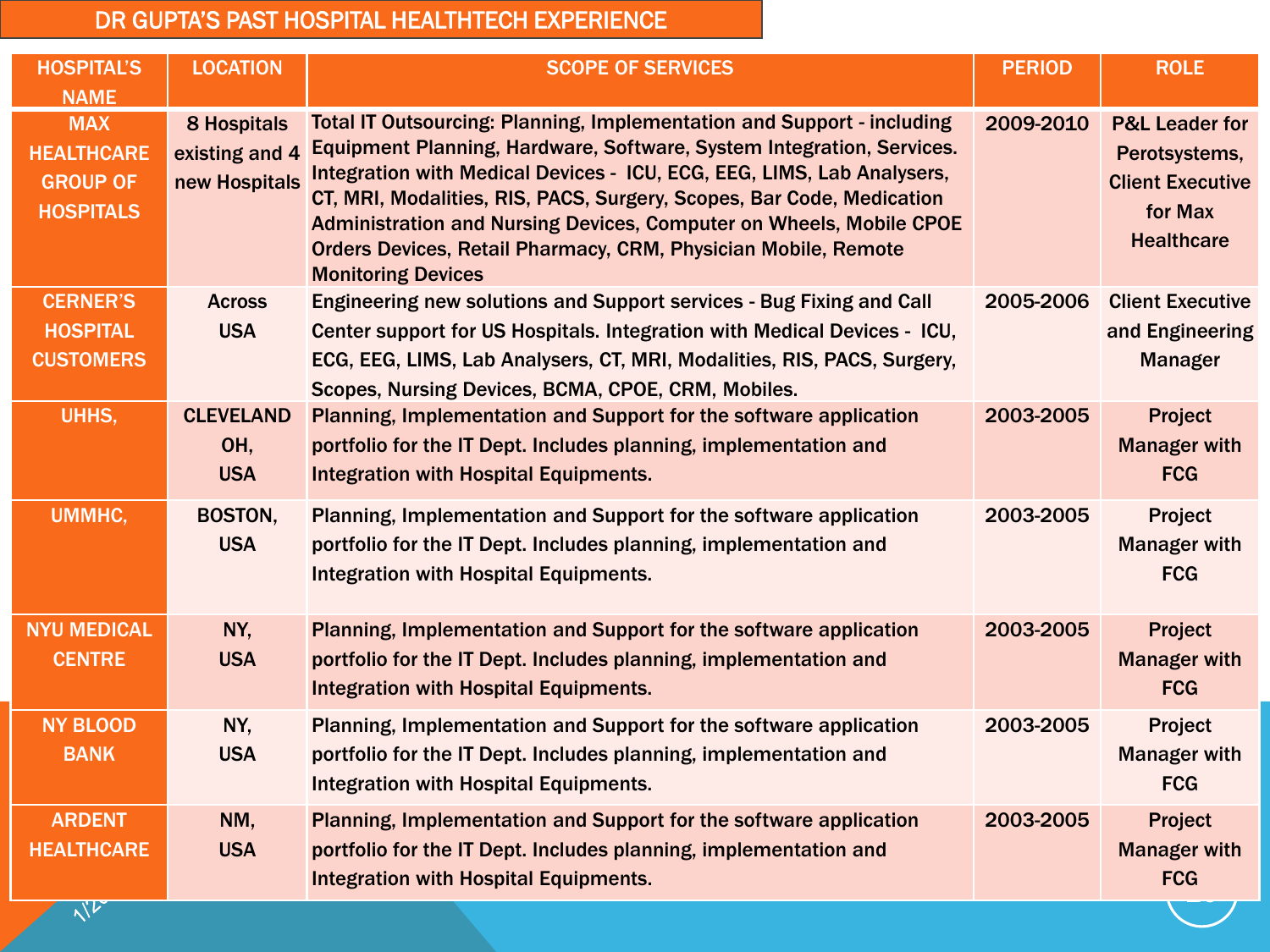# DR GUPTA'S PAST HOSPITAL HEALTHTECH EXPERIENCE

| HOSPITAL'S NAME | LOCATION | SCOPE OF SERVICES | PERIOD | ROLE |
|---|---|---|---|---|
| MAX HEALTHCARE GROUP OF HOSPITALS | 8 Hospitals existing and 4 new Hospitals | Total IT Outsourcing: Planning, Implementation and Support - including Equipment Planning, Hardware, Software, System Integration, Services. Integration with Medical Devices - ICU, ECG, EEG, LIMS, Lab Analysers, CT, MRI, Modalities, RIS, PACS, Surgery, Scopes, Bar Code, Medication Administration and Nursing Devices, Computer on Wheels, Mobile CPOE Orders Devices, Retail Pharmacy, CRM, Physician Mobile, Remote Monitoring Devices | 2009-2010 | P&L Leader for Perotsystems, Client Executive for Max Healthcare |
| CERNER'S HOSPITAL CUSTOMERS | Across USA | Engineering new solutions and Support services - Bug Fixing and Call Center support for US Hospitals. Integration with Medical Devices - ICU, ECG, EEG, LIMS, Lab Analysers, CT, MRI, Modalities, RIS, PACS, Surgery, Scopes, Nursing Devices, BCMA, CPOE, CRM, Mobiles. | 2005-2006 | Client Executive and Engineering Manager |
| UHHS, | CLEVELAND OH, USA | Planning, Implementation and Support for the software application portfolio for the IT Dept. Includes planning, implementation and Integration with Hospital Equipments. | 2003-2005 | Project Manager with FCG |
| UMMHC, | BOSTON, USA | Planning, Implementation and Support for the software application portfolio for the IT Dept. Includes planning, implementation and Integration with Hospital Equipments. | 2003-2005 | Project Manager with FCG |
| NYU MEDICAL CENTRE | NY, USA | Planning, Implementation and Support for the software application portfolio for the IT Dept. Includes planning, implementation and Integration with Hospital Equipments. | 2003-2005 | Project Manager with FCG |
| NY BLOOD BANK | NY, USA | Planning, Implementation and Support for the software application portfolio for the IT Dept. Includes planning, implementation and Integration with Hospital Equipments. | 2003-2005 | Project Manager with FCG |
| ARDENT HEALTHCARE | NM, USA | Planning, Implementation and Support for the software application portfolio for the IT Dept. Includes planning, implementation and Integration with Hospital Equipments. | 2003-2005 | Project Manager with FCG |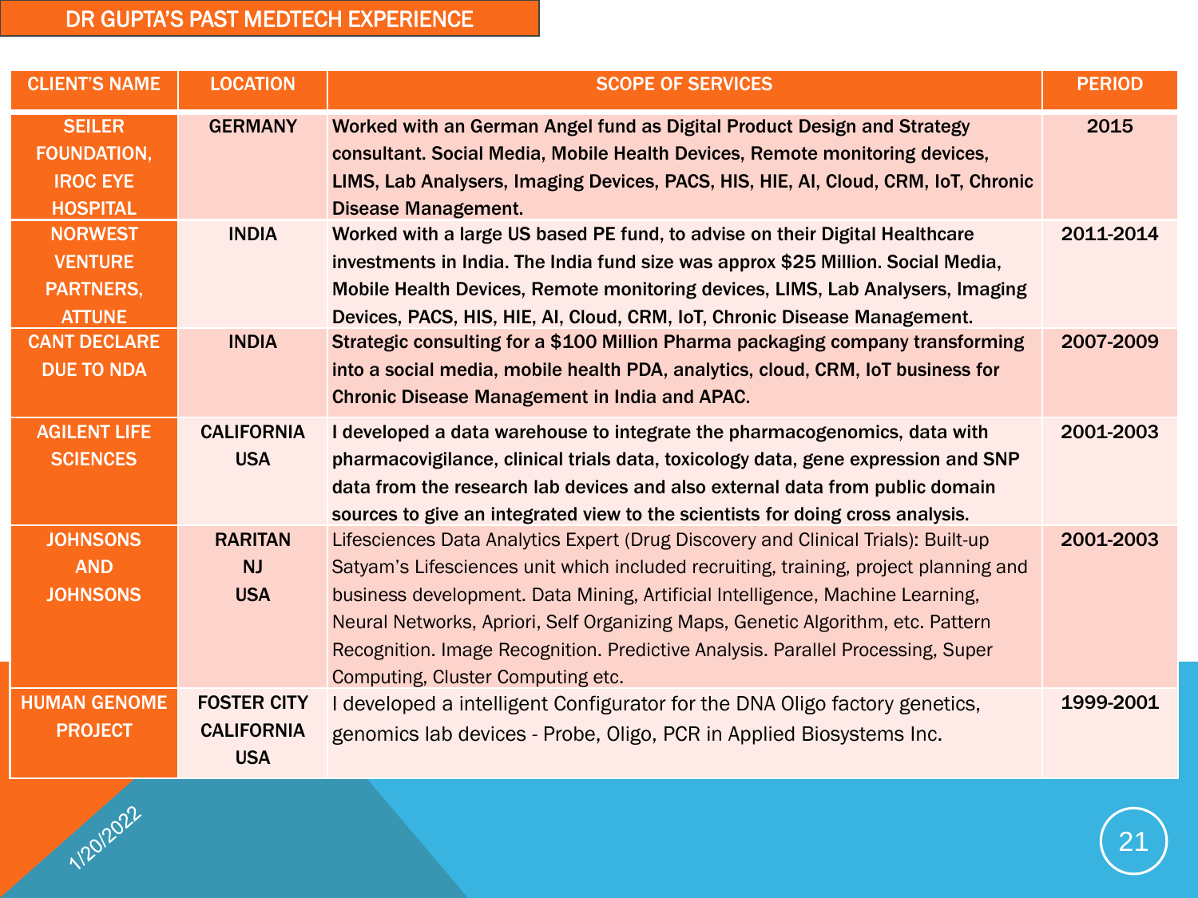# DR GUPTA'S PAST MEDTECH EXPERIENCE

| CLIENT'S NAME | LOCATION | SCOPE OF SERVICES | PERIOD |
|---|---|---|---|
| **SEILER FOUNDATION, IROC EYE HOSPITAL** | **GERMANY** | **Worked with an German Angel fund as Digital Product Design and Strategy consultant. Social Media, Mobile Health Devices, Remote monitoring devices, LIMS, Lab Analysers, Imaging Devices, PACS, HIS, HIE, AI, Cloud, CRM, IoT, Chronic Disease Management.** | **2015** |
| **NORWEST VENTURE PARTNERS, ATTUNE** | **INDIA** | **Worked with a large US based PE fund, to advise on their Digital Healthcare investments in India. The India fund size was approx $25 Million. Social Media, Mobile Health Devices, Remote monitoring devices, LIMS, Lab Analysers, Imaging Devices, PACS, HIS, HIE, AI, Cloud, CRM, IoT, Chronic Disease Management.** | **2011-2014** |
| **CANT DECLARE DUE TO NDA** | **INDIA** | **Strategic consulting for a $100 Million Pharma packaging company transforming into a social media, mobile health PDA, analytics, cloud, CRM, IoT business for Chronic Disease Management in India and APAC.** | **2007-2009** |
| **AGILENT LIFE SCIENCES** | **CALIFORNIA USA** | **I developed a data warehouse to integrate the pharmacogenomics, data with pharmacovigilance, clinical trials data, toxicology data, gene expression and SNP data from the research lab devices and also external data from public domain sources to give an integrated view to the scientists for doing cross analysis.** | **2001-2003** |
| **JOHNSONS AND JOHNSONS** | **RARITAN NJ USA** | Lifesciences Data Analytics Expert (Drug Discovery and Clinical Trials): Built-up Satyam's Lifesciences unit which included recruiting, training, project planning and business development. Data Mining, Artificial Intelligence, Machine Learning, Neural Networks, Apriori, Self Organizing Maps, Genetic Algorithm, etc. Pattern Recognition. Image Recognition. Predictive Analysis. Parallel Processing, Super Computing, Cluster Computing etc. | **2001-2003** |
| **HUMAN GENOME PROJECT** | **FOSTER CITY CALIFORNIA USA** | I developed a intelligent Configurator for the DNA Oligo factory genetics, genomics lab devices - Probe, Oligo, PCR in Applied Biosystems Inc. | **1999-2001** |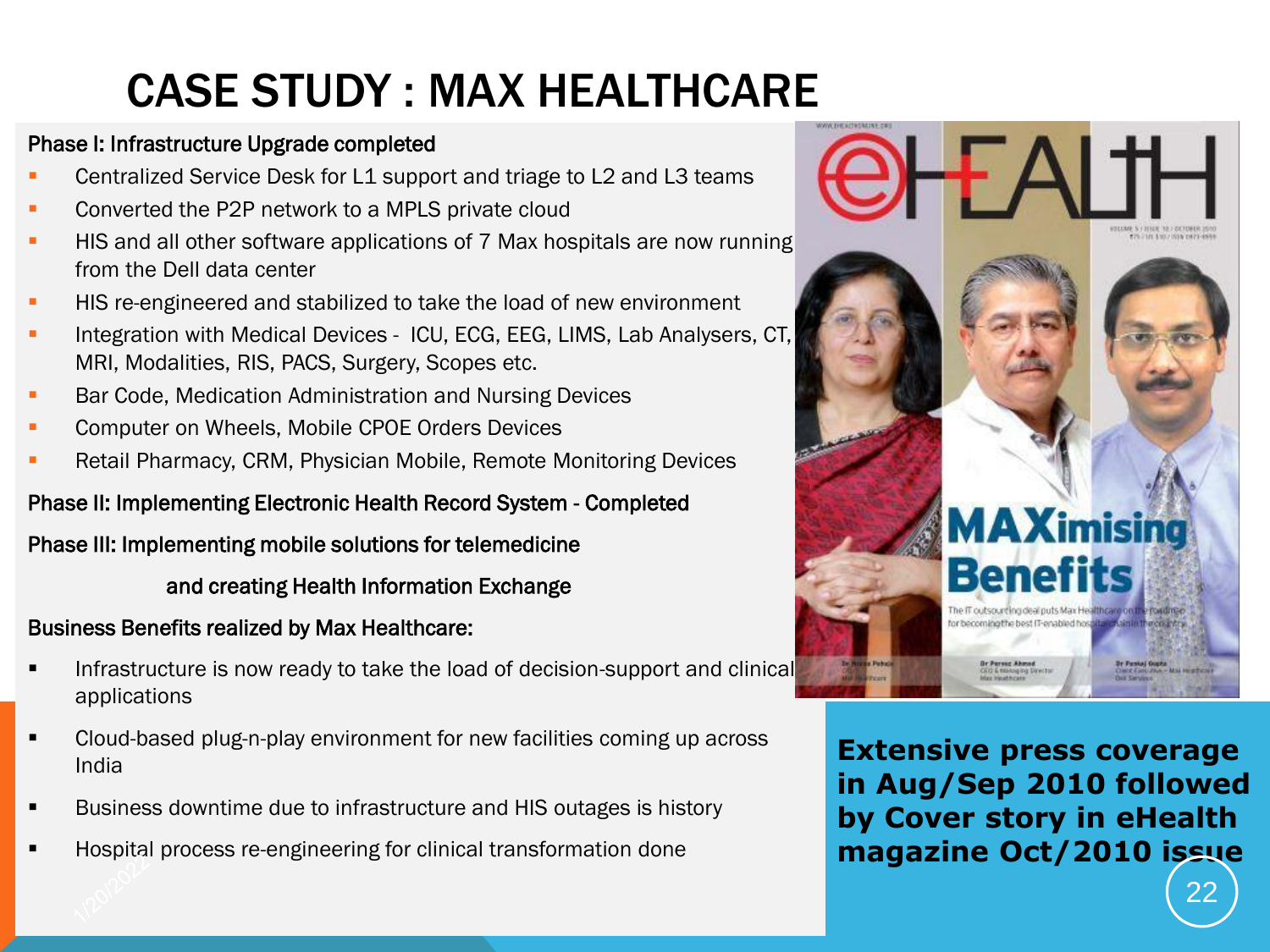# CASE STUDY : MAX HEALTHCARE

**Phase I: Infrastructure Upgrade completed**

- Centralized Service Desk for L1 support and triage to L2 and L3 teams
- Converted the P2P network to a MPLS private cloud
- HIS and all other software applications of 7 Max hospitals are now running from the Dell data center
- HIS re-engineered and stabilized to take the load of new environment
- Integration with Medical Devices - ICU, ECG, EEG, LIMS, Lab Analysers, CT, MRI, Modalities, RIS, PACS, Surgery, Scopes etc.
- Bar Code, Medication Administration and Nursing Devices
- Computer on Wheels, Mobile CPOE Orders Devices
- Retail Pharmacy, CRM, Physician Mobile, Remote Monitoring Devices

**Phase II: Implementing Electronic Health Record System - Completed**

**Phase III: Implementing mobile solutions for telemedicine and creating Health Information Exchange**

**Business Benefits realized by Max Healthcare:**

- Infrastructure is now ready to take the load of decision-support and clinical applications
- Cloud-based plug-n-play environment for new facilities coming up across India
- Business downtime due to infrastructure and HIS outages is history
- Hospital process re-engineering for clinical transformation done

**Extensive press coverage in Aug/Sep 2010 followed by Cover story in eHealth magazine Oct/2010 issue**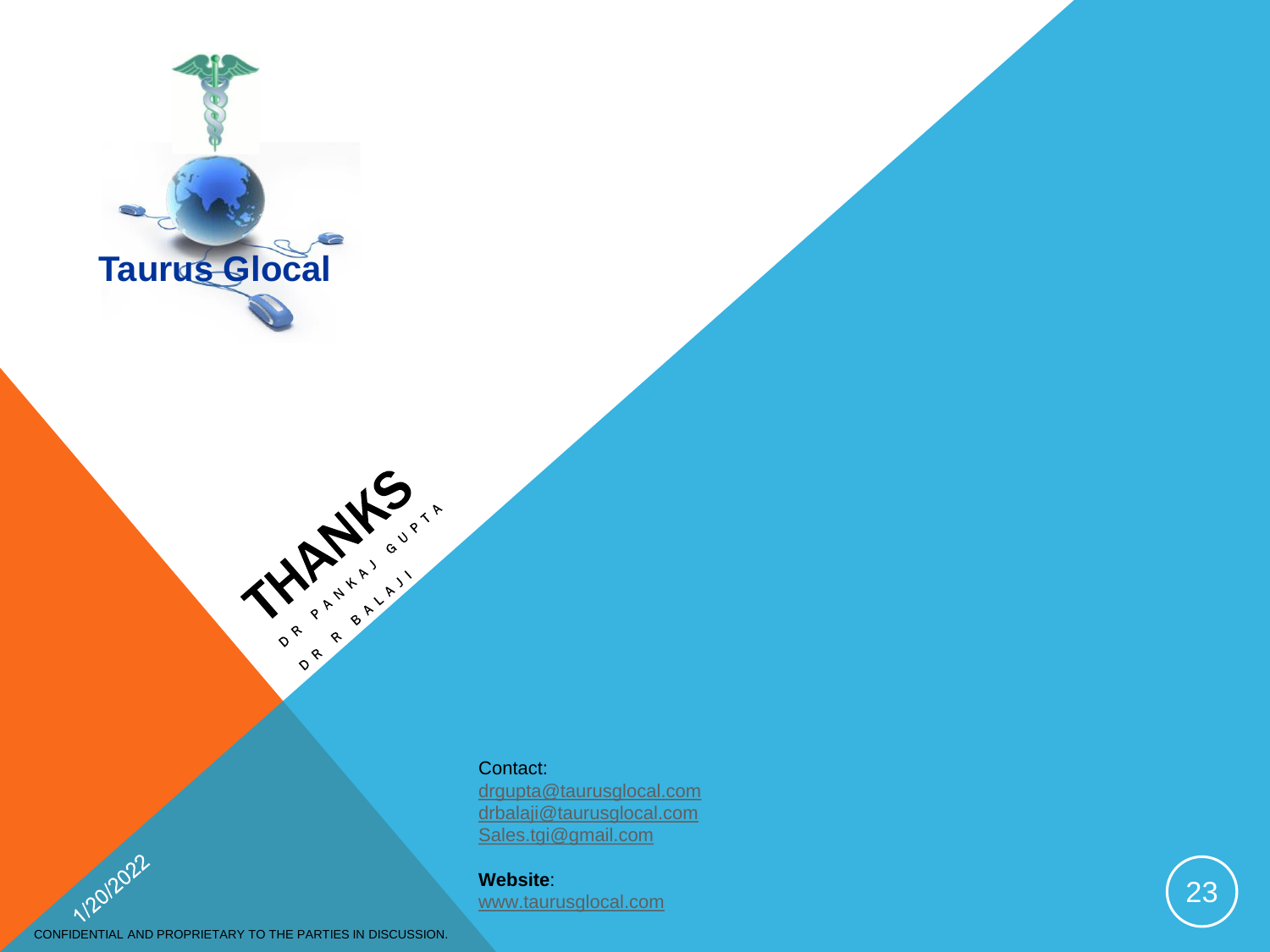Taurus Glocal

# THANKS

DR PANKAJ GUPTA

DR R BALAJI

Contact:
drgupta@taurusglocal.com
drbalaji@taurusglocal.com
Sales.tgi@gmail.com

**Website**:
www.taurusglocal.com

1/20/2022

CONFIDENTIAL AND PROPRIETARY TO THE PARTIES IN DISCUSSION.